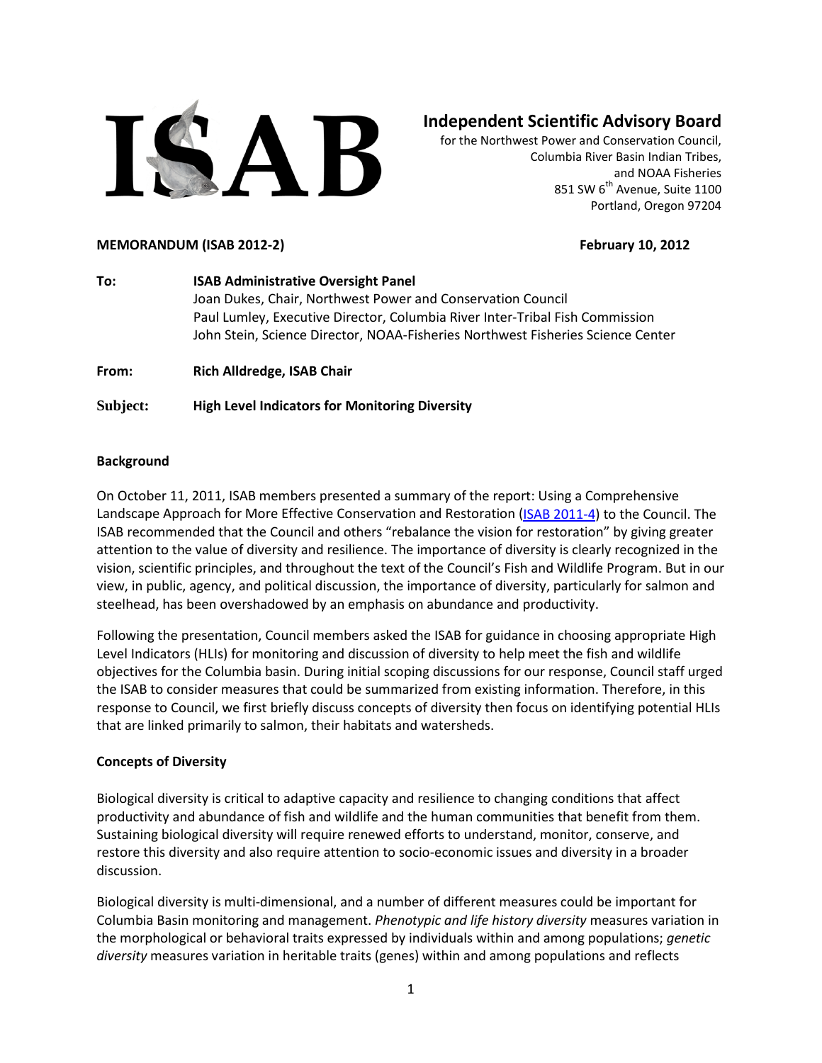# Independent Scientific Advisory Board

for the Northwest Power and Conservation Council,
Columbia River Basin Indian Tribes,
and NOAA Fisheries
851 SW 6th Avenue, Suite 1100
Portland, Oregon 97204

**MEMORANDUM (ISAB 2012-2)** **February 10, 2012**

**To:** **ISAB Administrative Oversight Panel**
Joan Dukes, Chair, Northwest Power and Conservation Council
Paul Lumley, Executive Director, Columbia River Inter-Tribal Fish Commission
John Stein, Science Director, NOAA-Fisheries Northwest Fisheries Science Center

**From:** **Rich Alldredge, ISAB Chair**

**Subject:** **High Level Indicators for Monitoring Diversity**

## Background

On October 11, 2011, ISAB members presented a summary of the report: Using a Comprehensive Landscape Approach for More Effective Conservation and Restoration (ISAB 2011-4) to the Council. The ISAB recommended that the Council and others "rebalance the vision for restoration" by giving greater attention to the value of diversity and resilience. The importance of diversity is clearly recognized in the vision, scientific principles, and throughout the text of the Council's Fish and Wildlife Program. But in our view, in public, agency, and political discussion, the importance of diversity, particularly for salmon and steelhead, has been overshadowed by an emphasis on abundance and productivity.

Following the presentation, Council members asked the ISAB for guidance in choosing appropriate High Level Indicators (HLIs) for monitoring and discussion of diversity to help meet the fish and wildlife objectives for the Columbia basin. During initial scoping discussions for our response, Council staff urged the ISAB to consider measures that could be summarized from existing information. Therefore, in this response to Council, we first briefly discuss concepts of diversity then focus on identifying potential HLIs that are linked primarily to salmon, their habitats and watersheds.

## Concepts of Diversity

Biological diversity is critical to adaptive capacity and resilience to changing conditions that affect productivity and abundance of fish and wildlife and the human communities that benefit from them. Sustaining biological diversity will require renewed efforts to understand, monitor, conserve, and restore this diversity and also require attention to socio-economic issues and diversity in a broader discussion.

Biological diversity is multi-dimensional, and a number of different measures could be important for Columbia Basin monitoring and management. *Phenotypic and life history diversity* measures variation in the morphological or behavioral traits expressed by individuals within and among populations; *genetic diversity* measures variation in heritable traits (genes) within and among populations and reflects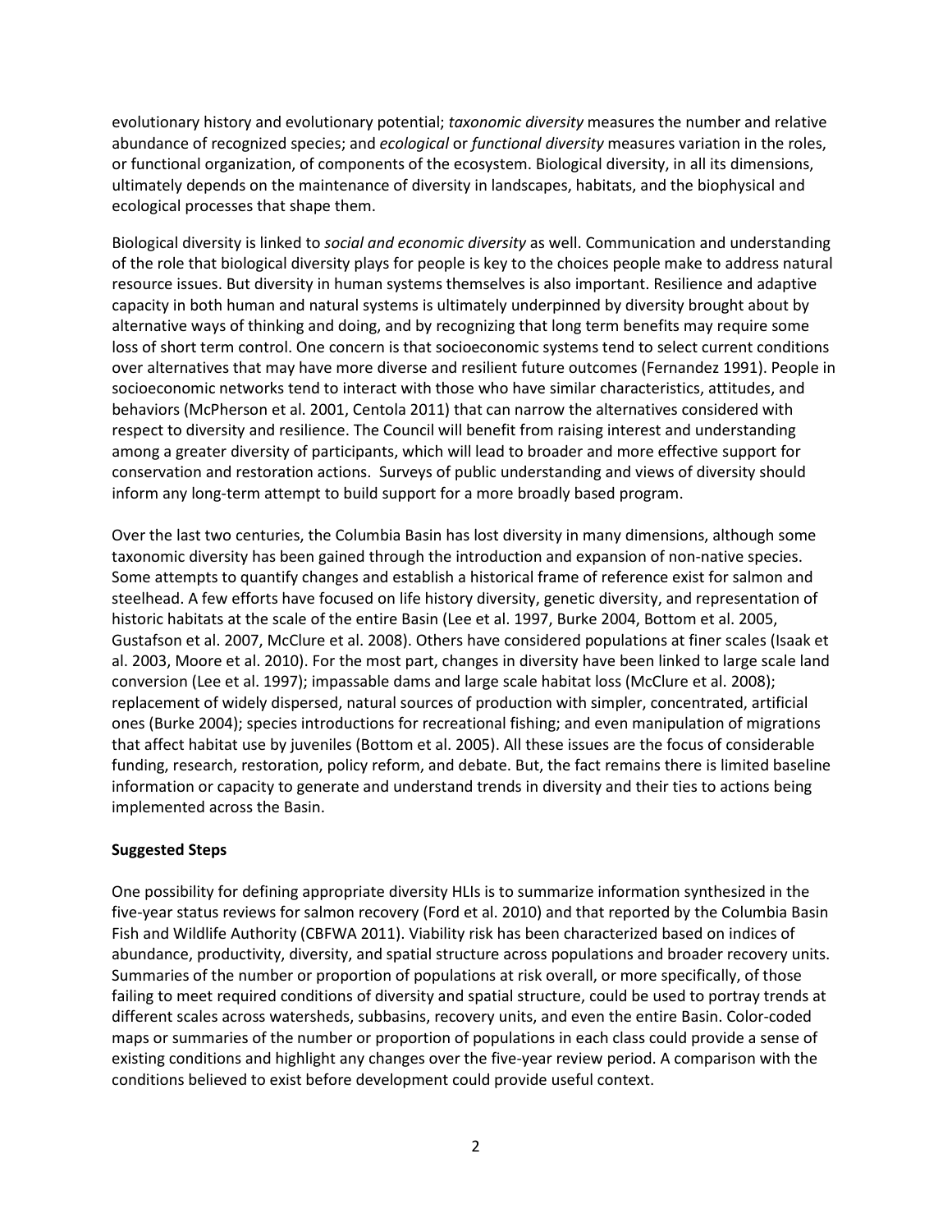evolutionary history and evolutionary potential; *taxonomic diversity* measures the number and relative abundance of recognized species; and *ecological* or *functional diversity* measures variation in the roles, or functional organization, of components of the ecosystem. Biological diversity, in all its dimensions, ultimately depends on the maintenance of diversity in landscapes, habitats, and the biophysical and ecological processes that shape them.

Biological diversity is linked to *social and economic diversity* as well. Communication and understanding of the role that biological diversity plays for people is key to the choices people make to address natural resource issues. But diversity in human systems themselves is also important. Resilience and adaptive capacity in both human and natural systems is ultimately underpinned by diversity brought about by alternative ways of thinking and doing, and by recognizing that long term benefits may require some loss of short term control. One concern is that socioeconomic systems tend to select current conditions over alternatives that may have more diverse and resilient future outcomes (Fernandez 1991). People in socioeconomic networks tend to interact with those who have similar characteristics, attitudes, and behaviors (McPherson et al. 2001, Centola 2011) that can narrow the alternatives considered with respect to diversity and resilience. The Council will benefit from raising interest and understanding among a greater diversity of participants, which will lead to broader and more effective support for conservation and restoration actions. Surveys of public understanding and views of diversity should inform any long-term attempt to build support for a more broadly based program.

Over the last two centuries, the Columbia Basin has lost diversity in many dimensions, although some taxonomic diversity has been gained through the introduction and expansion of non-native species. Some attempts to quantify changes and establish a historical frame of reference exist for salmon and steelhead. A few efforts have focused on life history diversity, genetic diversity, and representation of historic habitats at the scale of the entire Basin (Lee et al. 1997, Burke 2004, Bottom et al. 2005, Gustafson et al. 2007, McClure et al. 2008). Others have considered populations at finer scales (Isaak et al. 2003, Moore et al. 2010). For the most part, changes in diversity have been linked to large scale land conversion (Lee et al. 1997); impassable dams and large scale habitat loss (McClure et al. 2008); replacement of widely dispersed, natural sources of production with simpler, concentrated, artificial ones (Burke 2004); species introductions for recreational fishing; and even manipulation of migrations that affect habitat use by juveniles (Bottom et al. 2005). All these issues are the focus of considerable funding, research, restoration, policy reform, and debate. But, the fact remains there is limited baseline information or capacity to generate and understand trends in diversity and their ties to actions being implemented across the Basin.

**Suggested Steps**

One possibility for defining appropriate diversity HLIs is to summarize information synthesized in the five-year status reviews for salmon recovery (Ford et al. 2010) and that reported by the Columbia Basin Fish and Wildlife Authority (CBFWA 2011). Viability risk has been characterized based on indices of abundance, productivity, diversity, and spatial structure across populations and broader recovery units. Summaries of the number or proportion of populations at risk overall, or more specifically, of those failing to meet required conditions of diversity and spatial structure, could be used to portray trends at different scales across watersheds, subbasins, recovery units, and even the entire Basin. Color-coded maps or summaries of the number or proportion of populations in each class could provide a sense of existing conditions and highlight any changes over the five-year review period. A comparison with the conditions believed to exist before development could provide useful context.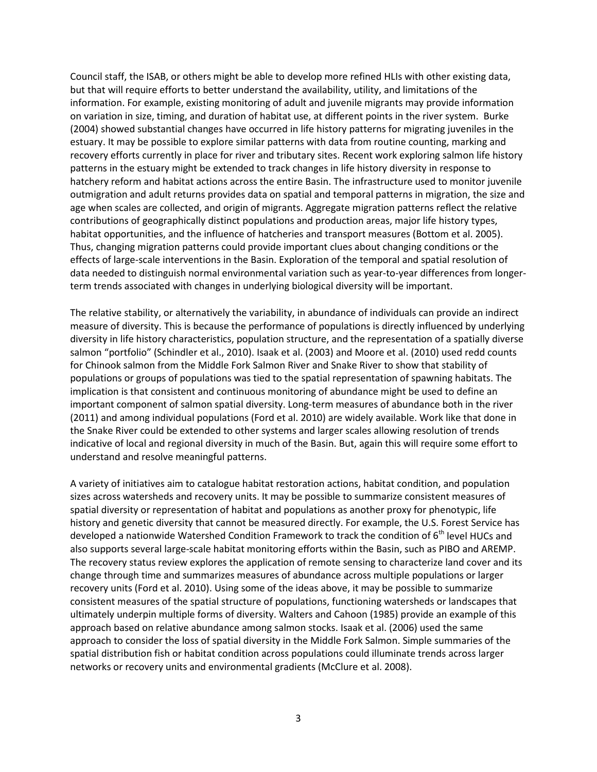Council staff, the ISAB, or others might be able to develop more refined HLIs with other existing data, but that will require efforts to better understand the availability, utility, and limitations of the information. For example, existing monitoring of adult and juvenile migrants may provide information on variation in size, timing, and duration of habitat use, at different points in the river system. Burke (2004) showed substantial changes have occurred in life history patterns for migrating juveniles in the estuary. It may be possible to explore similar patterns with data from routine counting, marking and recovery efforts currently in place for river and tributary sites. Recent work exploring salmon life history patterns in the estuary might be extended to track changes in life history diversity in response to hatchery reform and habitat actions across the entire Basin. The infrastructure used to monitor juvenile outmigration and adult returns provides data on spatial and temporal patterns in migration, the size and age when scales are collected, and origin of migrants. Aggregate migration patterns reflect the relative contributions of geographically distinct populations and production areas, major life history types, habitat opportunities, and the influence of hatcheries and transport measures (Bottom et al. 2005). Thus, changing migration patterns could provide important clues about changing conditions or the effects of large-scale interventions in the Basin. Exploration of the temporal and spatial resolution of data needed to distinguish normal environmental variation such as year-to-year differences from longer-term trends associated with changes in underlying biological diversity will be important.

The relative stability, or alternatively the variability, in abundance of individuals can provide an indirect measure of diversity. This is because the performance of populations is directly influenced by underlying diversity in life history characteristics, population structure, and the representation of a spatially diverse salmon "portfolio" (Schindler et al., 2010). Isaak et al. (2003) and Moore et al. (2010) used redd counts for Chinook salmon from the Middle Fork Salmon River and Snake River to show that stability of populations or groups of populations was tied to the spatial representation of spawning habitats. The implication is that consistent and continuous monitoring of abundance might be used to define an important component of salmon spatial diversity. Long-term measures of abundance both in the river (2011) and among individual populations (Ford et al. 2010) are widely available. Work like that done in the Snake River could be extended to other systems and larger scales allowing resolution of trends indicative of local and regional diversity in much of the Basin. But, again this will require some effort to understand and resolve meaningful patterns.

A variety of initiatives aim to catalogue habitat restoration actions, habitat condition, and population sizes across watersheds and recovery units. It may be possible to summarize consistent measures of spatial diversity or representation of habitat and populations as another proxy for phenotypic, life history and genetic diversity that cannot be measured directly. For example, the U.S. Forest Service has developed a nationwide Watershed Condition Framework to track the condition of 6th level HUCs and also supports several large-scale habitat monitoring efforts within the Basin, such as PIBO and AREMP. The recovery status review explores the application of remote sensing to characterize land cover and its change through time and summarizes measures of abundance across multiple populations or larger recovery units (Ford et al. 2010). Using some of the ideas above, it may be possible to summarize consistent measures of the spatial structure of populations, functioning watersheds or landscapes that ultimately underpin multiple forms of diversity. Walters and Cahoon (1985) provide an example of this approach based on relative abundance among salmon stocks. Isaak et al. (2006) used the same approach to consider the loss of spatial diversity in the Middle Fork Salmon. Simple summaries of the spatial distribution fish or habitat condition across populations could illuminate trends across larger networks or recovery units and environmental gradients (McClure et al. 2008).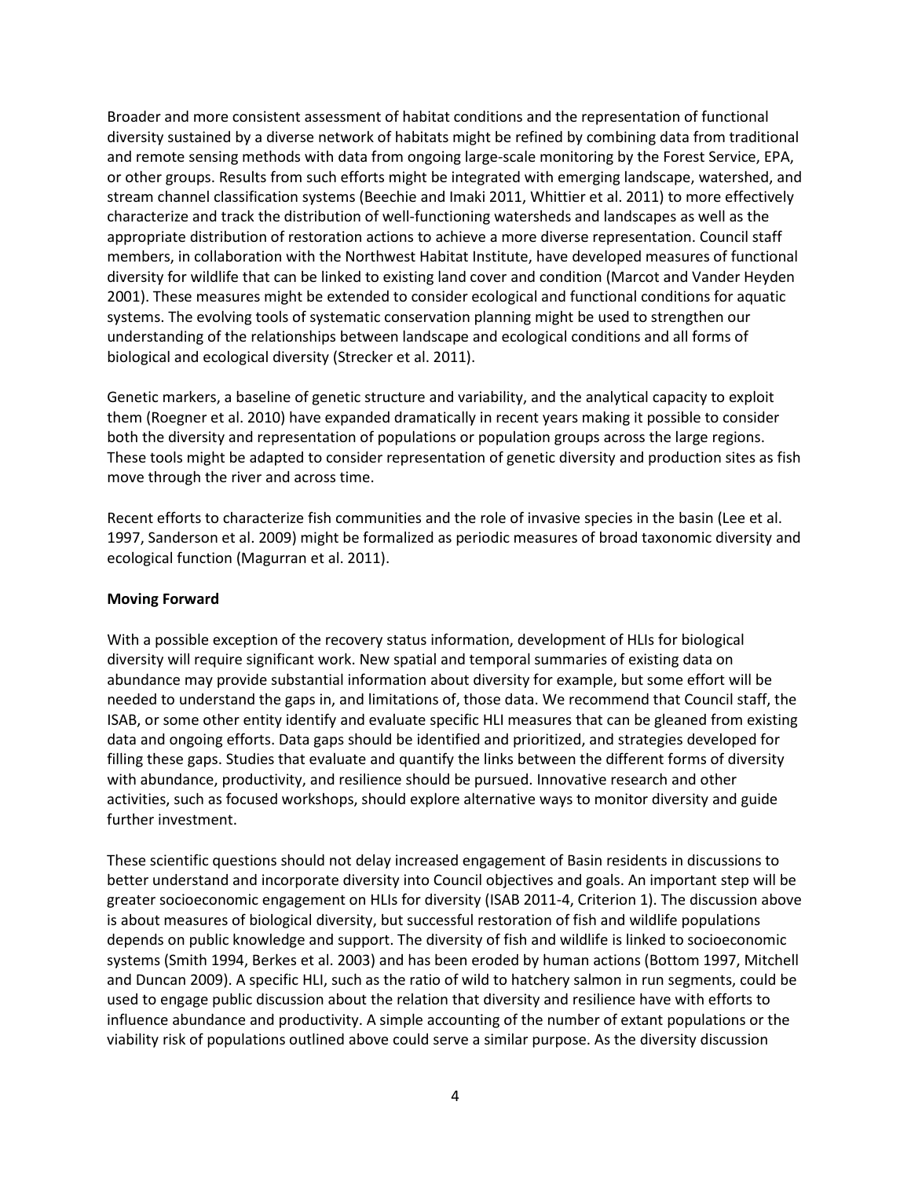Broader and more consistent assessment of habitat conditions and the representation of functional diversity sustained by a diverse network of habitats might be refined by combining data from traditional and remote sensing methods with data from ongoing large-scale monitoring by the Forest Service, EPA, or other groups. Results from such efforts might be integrated with emerging landscape, watershed, and stream channel classification systems (Beechie and Imaki 2011, Whittier et al. 2011) to more effectively characterize and track the distribution of well-functioning watersheds and landscapes as well as the appropriate distribution of restoration actions to achieve a more diverse representation. Council staff members, in collaboration with the Northwest Habitat Institute, have developed measures of functional diversity for wildlife that can be linked to existing land cover and condition (Marcot and Vander Heyden 2001). These measures might be extended to consider ecological and functional conditions for aquatic systems. The evolving tools of systematic conservation planning might be used to strengthen our understanding of the relationships between landscape and ecological conditions and all forms of biological and ecological diversity (Strecker et al. 2011).

Genetic markers, a baseline of genetic structure and variability, and the analytical capacity to exploit them (Roegner et al. 2010) have expanded dramatically in recent years making it possible to consider both the diversity and representation of populations or population groups across the large regions. These tools might be adapted to consider representation of genetic diversity and production sites as fish move through the river and across time.

Recent efforts to characterize fish communities and the role of invasive species in the basin (Lee et al. 1997, Sanderson et al. 2009) might be formalized as periodic measures of broad taxonomic diversity and ecological function (Magurran et al. 2011).

**Moving Forward**

With a possible exception of the recovery status information, development of HLIs for biological diversity will require significant work. New spatial and temporal summaries of existing data on abundance may provide substantial information about diversity for example, but some effort will be needed to understand the gaps in, and limitations of, those data. We recommend that Council staff, the ISAB, or some other entity identify and evaluate specific HLI measures that can be gleaned from existing data and ongoing efforts. Data gaps should be identified and prioritized, and strategies developed for filling these gaps. Studies that evaluate and quantify the links between the different forms of diversity with abundance, productivity, and resilience should be pursued. Innovative research and other activities, such as focused workshops, should explore alternative ways to monitor diversity and guide further investment.

These scientific questions should not delay increased engagement of Basin residents in discussions to better understand and incorporate diversity into Council objectives and goals. An important step will be greater socioeconomic engagement on HLIs for diversity (ISAB 2011-4, Criterion 1). The discussion above is about measures of biological diversity, but successful restoration of fish and wildlife populations depends on public knowledge and support. The diversity of fish and wildlife is linked to socioeconomic systems (Smith 1994, Berkes et al. 2003) and has been eroded by human actions (Bottom 1997, Mitchell and Duncan 2009). A specific HLI, such as the ratio of wild to hatchery salmon in run segments, could be used to engage public discussion about the relation that diversity and resilience have with efforts to influence abundance and productivity. A simple accounting of the number of extant populations or the viability risk of populations outlined above could serve a similar purpose. As the diversity discussion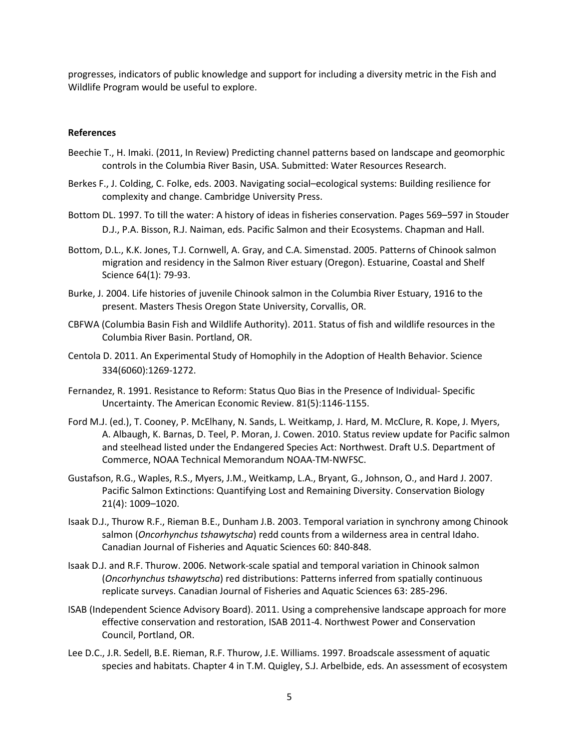progresses, indicators of public knowledge and support for including a diversity metric in the Fish and Wildlife Program would be useful to explore.

**References**

Beechie T., H. Imaki. (2011, In Review) Predicting channel patterns based on landscape and geomorphic controls in the Columbia River Basin, USA. Submitted: Water Resources Research.

Berkes F., J. Colding, C. Folke, eds. 2003. Navigating social–ecological systems: Building resilience for complexity and change. Cambridge University Press.

Bottom DL. 1997. To till the water: A history of ideas in fisheries conservation. Pages 569–597 in Stouder D.J., P.A. Bisson, R.J. Naiman, eds. Pacific Salmon and their Ecosystems. Chapman and Hall.

Bottom, D.L., K.K. Jones, T.J. Cornwell, A. Gray, and C.A. Simenstad. 2005. Patterns of Chinook salmon migration and residency in the Salmon River estuary (Oregon). Estuarine, Coastal and Shelf Science 64(1): 79-93.

Burke, J. 2004. Life histories of juvenile Chinook salmon in the Columbia River Estuary, 1916 to the present. Masters Thesis Oregon State University, Corvallis, OR.

CBFWA (Columbia Basin Fish and Wildlife Authority). 2011. Status of fish and wildlife resources in the Columbia River Basin. Portland, OR.

Centola D. 2011. An Experimental Study of Homophily in the Adoption of Health Behavior. Science 334(6060):1269-1272.

Fernandez, R. 1991. Resistance to Reform: Status Quo Bias in the Presence of Individual- Specific Uncertainty. The American Economic Review. 81(5):1146-1155.

Ford M.J. (ed.), T. Cooney, P. McElhany, N. Sands, L. Weitkamp, J. Hard, M. McClure, R. Kope, J. Myers, A. Albaugh, K. Barnas, D. Teel, P. Moran, J. Cowen. 2010. Status review update for Pacific salmon and steelhead listed under the Endangered Species Act: Northwest. Draft U.S. Department of Commerce, NOAA Technical Memorandum NOAA-TM-NWFSC.

Gustafson, R.G., Waples, R.S., Myers, J.M., Weitkamp, L.A., Bryant, G., Johnson, O., and Hard J. 2007. Pacific Salmon Extinctions: Quantifying Lost and Remaining Diversity. Conservation Biology 21(4): 1009–1020.

Isaak D.J., Thurow R.F., Rieman B.E., Dunham J.B. 2003. Temporal variation in synchrony among Chinook salmon (*Oncorhynchus tshawytscha*) redd counts from a wilderness area in central Idaho. Canadian Journal of Fisheries and Aquatic Sciences 60: 840-848.

Isaak D.J. and R.F. Thurow. 2006. Network-scale spatial and temporal variation in Chinook salmon (*Oncorhynchus tshawytscha*) red distributions: Patterns inferred from spatially continuous replicate surveys. Canadian Journal of Fisheries and Aquatic Sciences 63: 285-296.

ISAB (Independent Science Advisory Board). 2011. Using a comprehensive landscape approach for more effective conservation and restoration, ISAB 2011-4. Northwest Power and Conservation Council, Portland, OR.

Lee D.C., J.R. Sedell, B.E. Rieman, R.F. Thurow, J.E. Williams. 1997. Broadscale assessment of aquatic species and habitats. Chapter 4 in T.M. Quigley, S.J. Arbelbide, eds. An assessment of ecosystem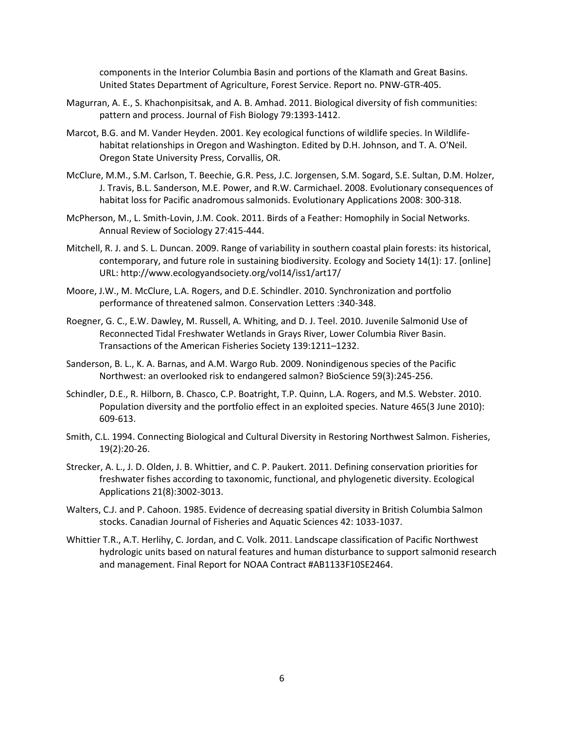components in the Interior Columbia Basin and portions of the Klamath and Great Basins. United States Department of Agriculture, Forest Service. Report no. PNW-GTR-405.

Magurran, A. E., S. Khachonpisitsak, and A. B. Amhad. 2011. Biological diversity of fish communities: pattern and process. Journal of Fish Biology 79:1393-1412.

Marcot, B.G. and M. Vander Heyden. 2001. Key ecological functions of wildlife species. In Wildlife-habitat relationships in Oregon and Washington. Edited by D.H. Johnson, and T. A. O'Neil. Oregon State University Press, Corvallis, OR.

McClure, M.M., S.M. Carlson, T. Beechie, G.R. Pess, J.C. Jorgensen, S.M. Sogard, S.E. Sultan, D.M. Holzer, J. Travis, B.L. Sanderson, M.E. Power, and R.W. Carmichael. 2008. Evolutionary consequences of habitat loss for Pacific anadromous salmonids. Evolutionary Applications 2008: 300-318.

McPherson, M., L. Smith-Lovin, J.M. Cook. 2011. Birds of a Feather: Homophily in Social Networks. Annual Review of Sociology 27:415-444.

Mitchell, R. J. and S. L. Duncan. 2009. Range of variability in southern coastal plain forests: its historical, contemporary, and future role in sustaining biodiversity. Ecology and Society 14(1): 17. [online] URL: http://www.ecologyandsociety.org/vol14/iss1/art17/

Moore, J.W., M. McClure, L.A. Rogers, and D.E. Schindler. 2010. Synchronization and portfolio performance of threatened salmon. Conservation Letters :340-348.

Roegner, G. C., E.W. Dawley, M. Russell, A. Whiting, and D. J. Teel. 2010. Juvenile Salmonid Use of Reconnected Tidal Freshwater Wetlands in Grays River, Lower Columbia River Basin. Transactions of the American Fisheries Society 139:1211–1232.

Sanderson, B. L., K. A. Barnas, and A.M. Wargo Rub. 2009. Nonindigenous species of the Pacific Northwest: an overlooked risk to endangered salmon? BioScience 59(3):245-256.

Schindler, D.E., R. Hilborn, B. Chasco, C.P. Boatright, T.P. Quinn, L.A. Rogers, and M.S. Webster. 2010. Population diversity and the portfolio effect in an exploited species. Nature 465(3 June 2010): 609-613.

Smith, C.L. 1994. Connecting Biological and Cultural Diversity in Restoring Northwest Salmon. Fisheries, 19(2):20-26.

Strecker, A. L., J. D. Olden, J. B. Whittier, and C. P. Paukert. 2011. Defining conservation priorities for freshwater fishes according to taxonomic, functional, and phylogenetic diversity. Ecological Applications 21(8):3002-3013.

Walters, C.J. and P. Cahoon. 1985. Evidence of decreasing spatial diversity in British Columbia Salmon stocks. Canadian Journal of Fisheries and Aquatic Sciences 42: 1033-1037.

Whittier T.R., A.T. Herlihy, C. Jordan, and C. Volk. 2011. Landscape classification of Pacific Northwest hydrologic units based on natural features and human disturbance to support salmonid research and management. Final Report for NOAA Contract #AB1133F10SE2464.